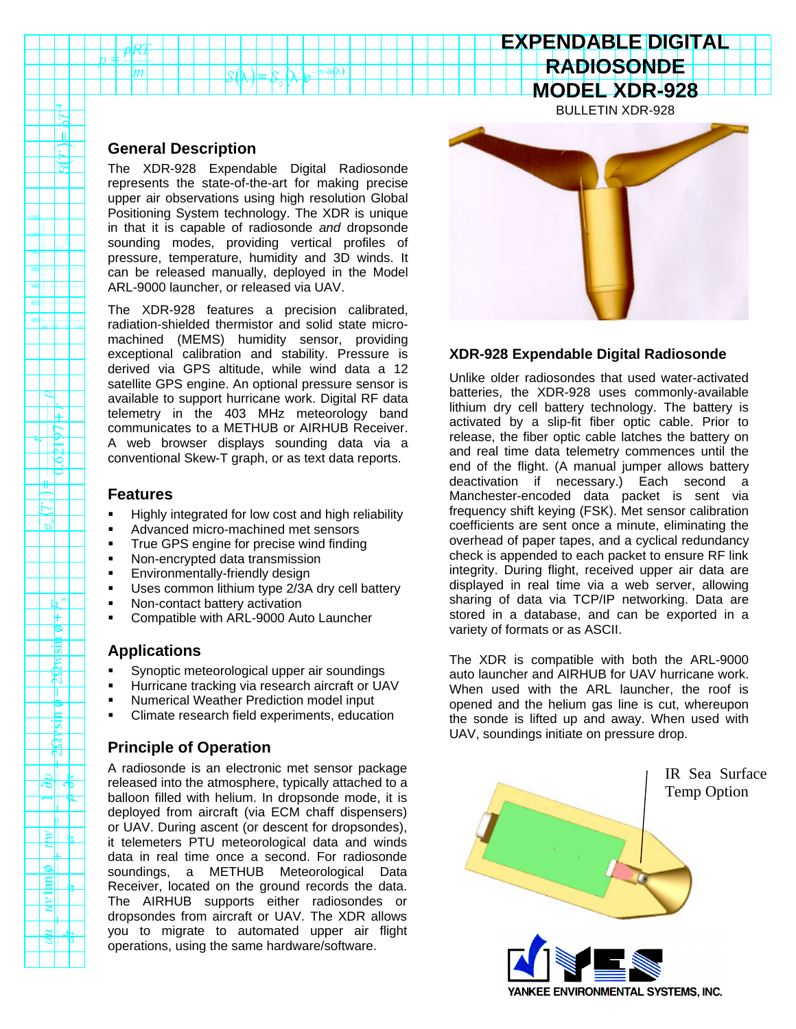# EXPENDABLE DIGITAL RADIOSONDE MODEL XDR-928

BULLETIN XDR-928

## General Description

The XDR-928 Expendable Digital Radiosonde represents the state-of-the-art for making precise upper air observations using high resolution Global Positioning System technology. The XDR is unique in that it is capable of radiosonde *and* dropsonde sounding modes, providing vertical profiles of pressure, temperature, humidity and 3D winds. It can be released manually, deployed in the Model ARL-9000 launcher, or released via UAV.

The XDR-928 features a precision calibrated, radiation-shielded thermistor and solid state micro-machined (MEMS) humidity sensor, providing exceptional calibration and stability. Pressure is derived via GPS altitude, while wind data a 12 satellite GPS engine. An optional pressure sensor is available to support hurricane work. Digital RF data telemetry in the 403 MHz meteorology band communicates to a METHUB or AIRHUB Receiver. A web browser displays sounding data via a conventional Skew-T graph, or as text data reports.

## Features

- Highly integrated for low cost and high reliability
- Advanced micro-machined met sensors
- True GPS engine for precise wind finding
- Non-encrypted data transmission
- Environmentally-friendly design
- Uses common lithium type 2/3A dry cell battery
- Non-contact battery activation
- Compatible with ARL-9000 Auto Launcher

## Applications

- Synoptic meteorological upper air soundings
- Hurricane tracking via research aircraft or UAV
- Numerical Weather Prediction model input
- Climate research field experiments, education

## Principle of Operation

A radiosonde is an electronic met sensor package released into the atmosphere, typically attached to a balloon filled with helium. In dropsonde mode, it is deployed from aircraft (via ECM chaff dispensers) or UAV. During ascent (or descent for dropsondes), it telemeters PTU meteorological data and winds data in real time once a second. For radiosonde soundings, a METHUB Meteorological Data Receiver, located on the ground records the data. The AIRHUB supports either radiosondes or dropsondes from aircraft or UAV. The XDR allows you to migrate to automated upper air flight operations, using the same hardware/software.

## XDR-928 Expendable Digital Radiosonde

Unlike older radiosondes that used water-activated batteries, the XDR-928 uses commonly-available lithium dry cell battery technology. The battery is activated by a slip-fit fiber optic cable. Prior to release, the fiber optic cable latches the battery on and real time data telemetry commences until the end of the flight. (A manual jumper allows battery deactivation if necessary.) Each second a Manchester-encoded data packet is sent via frequency shift keying (FSK). Met sensor calibration coefficients are sent once a minute, eliminating the overhead of paper tapes, and a cyclical redundancy check is appended to each packet to ensure RF link integrity. During flight, received upper air data are displayed in real time via a web server, allowing sharing of data via TCP/IP networking. Data are stored in a database, and can be exported in a variety of formats or as ASCII.

The XDR is compatible with both the ARL-9000 auto launcher and AIRHUB for UAV hurricane work. When used with the ARL launcher, the roof is opened and the helium gas line is cut, whereupon the sonde is lifted up and away. When used with UAV, soundings initiate on pressure drop.

IR Sea Surface Temp Option

YANKEE ENVIRONMENTAL SYSTEMS, INC.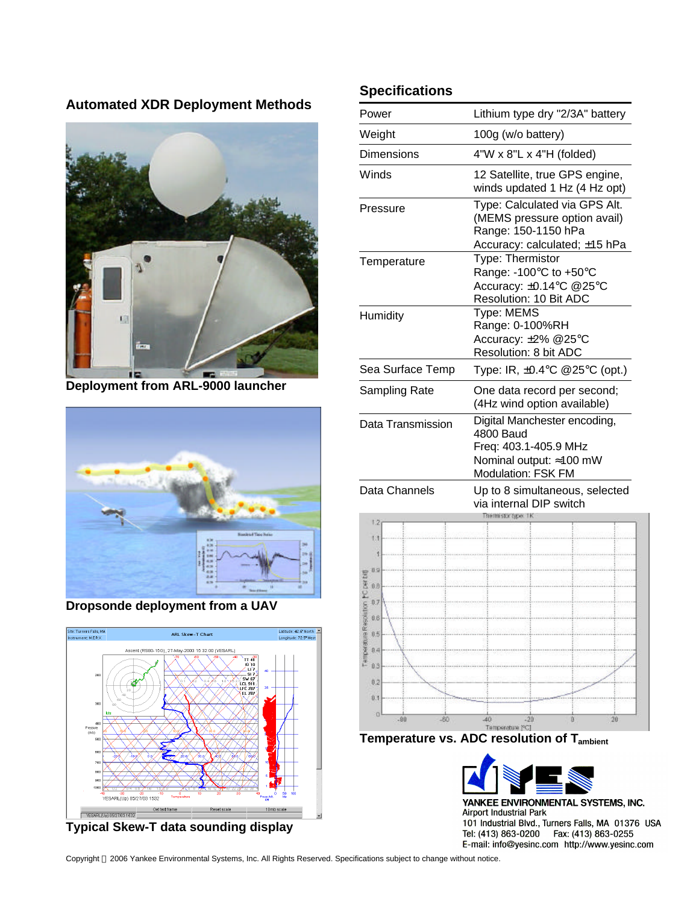## Automated XDR Deployment Methods

**Deployment from ARL-9000 launcher**

**Dropsonde deployment from a UAV**

**Typical Skew-T data sounding display**

## Specifications

| | |
|---|---|
| Power | Lithium type dry "2/3A" battery |
| Weight | 100g (w/o battery) |
| Dimensions | 4"W x 8"L x 4"H (folded) |
| Winds | 12 Satellite, true GPS engine, winds updated 1 Hz (4 Hz opt) |
| Pressure | Type: Calculated via GPS Alt. (MEMS pressure option avail) Range: 150-1150 hPa Accuracy: calculated; ±15 hPa |
| Temperature | Type: Thermistor Range: -100°C to +50°C Accuracy: ±0.14°C @25°C Resolution: 10 Bit ADC |
| Humidity | Type: MEMS Range: 0-100%RH Accuracy: ±2% @25°C Resolution: 8 bit ADC |
| Sea Surface Temp | Type: IR, ±0.4°C @25°C (opt.) |
| Sampling Rate | One data record per second; (4Hz wind option available) |
| Data Transmission | Digital Manchester encoding, 4800 Baud Freq: 403.1-405.9 MHz Nominal output: ≈100 mW Modulation: FSK FM |
| Data Channels | Up to 8 simultaneous, selected via internal DIP switch |

**Temperature vs. ADC resolution of $T_{ambient}$**

**YANKEE ENVIRONMENTAL SYSTEMS, INC.**
Airport Industrial Park
101 Industrial Blvd., Turners Falls, MA 01376 USA
Tel: (413) 863-0200 Fax: (413) 863-0255
E-mail: info@yesinc.com http://www.yesinc.com

Copyright © 2006 Yankee Environmental Systems, Inc. All Rights Reserved. Specifications subject to change without notice.